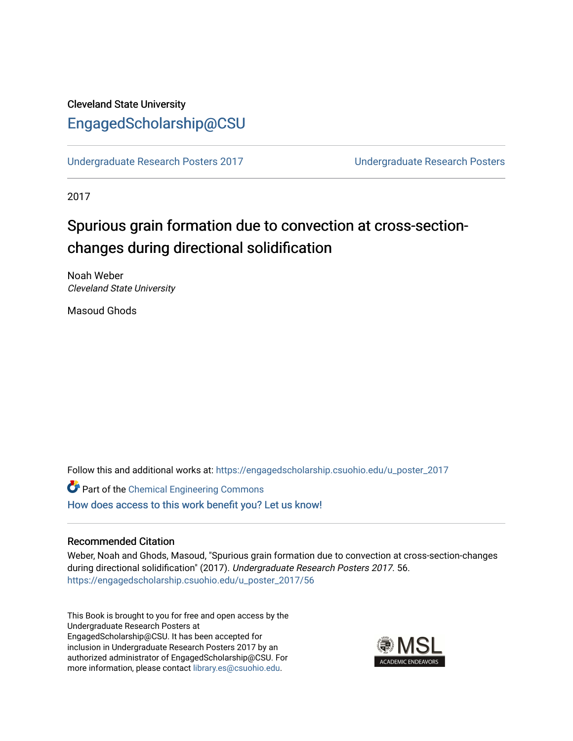Cleveland State University

# EngagedScholarship@CSU

Undergraduate Research Posters 2017 | Undergraduate Research Posters

2017

## Spurious grain formation due to convection at cross-section-changes during directional solidification

Noah Weber
*Cleveland State University*

Masoud Ghods

Follow this and additional works at: https://engagedscholarship.csuohio.edu/u_poster_2017

Part of the Chemical Engineering Commons

How does access to this work benefit you? Let us know!

### Recommended Citation

Weber, Noah and Ghods, Masoud, "Spurious grain formation due to convection at cross-section-changes during directional solidification" (2017). *Undergraduate Research Posters 2017*. 56.
https://engagedscholarship.csuohio.edu/u_poster_2017/56

This Book is brought to you for free and open access by the Undergraduate Research Posters at EngagedScholarship@CSU. It has been accepted for inclusion in Undergraduate Research Posters 2017 by an authorized administrator of EngagedScholarship@CSU. For more information, please contact library.es@csuohio.edu.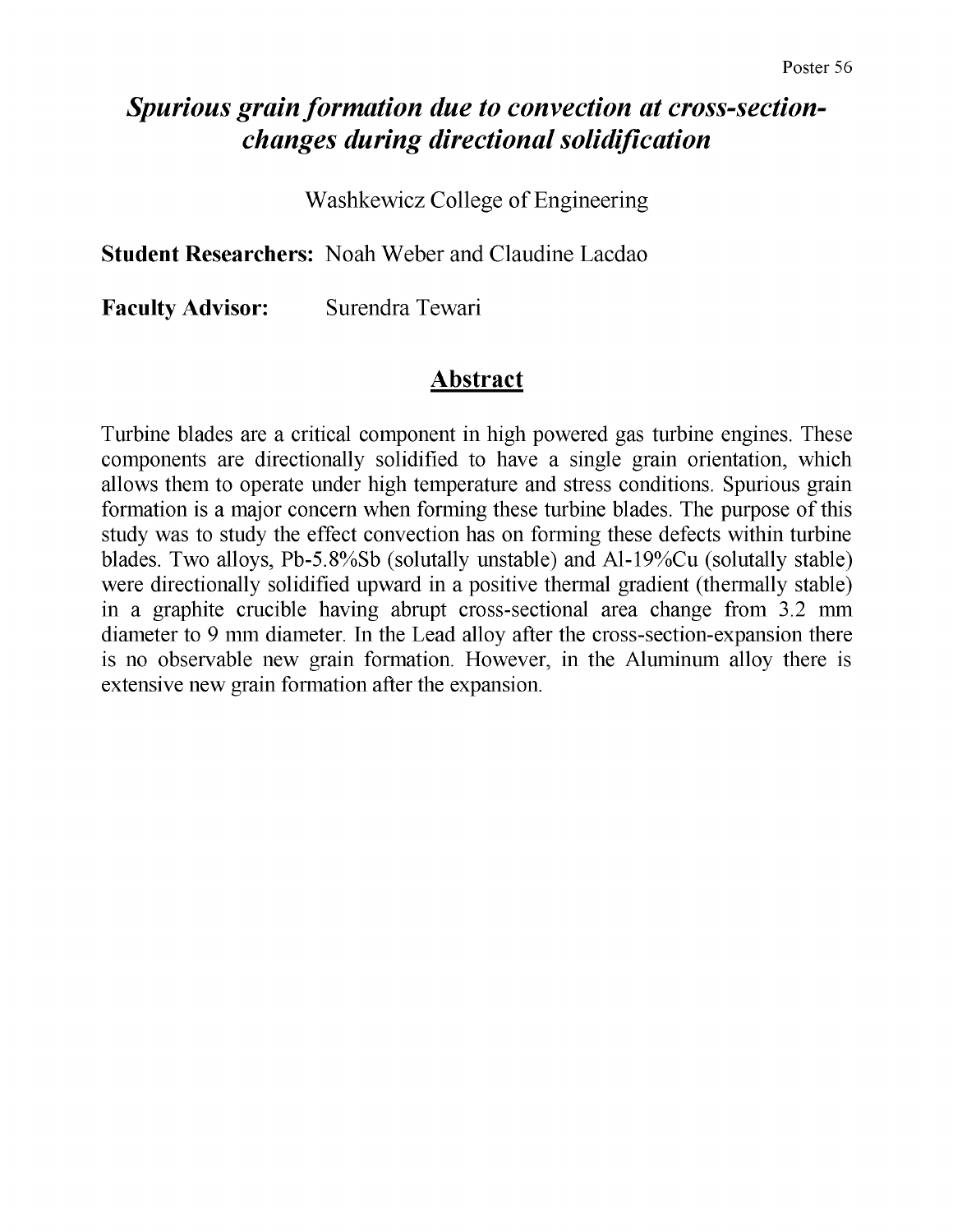# *Spurious grain formation due to convection at cross-section-changes during directional solidification*

Washkewicz College of Engineering

**Student Researchers:** Noah Weber and Claudine Lacdao

**Faculty Advisor:** Surendra Tewari

## Abstract

Turbine blades are a critical component in high powered gas turbine engines. These components are directionally solidified to have a single grain orientation, which allows them to operate under high temperature and stress conditions. Spurious grain formation is a major concern when forming these turbine blades. The purpose of this study was to study the effect convection has on forming these defects within turbine blades. Two alloys, Pb-5.8%Sb (solutally unstable) and Al-19%Cu (solutally stable) were directionally solidified upward in a positive thermal gradient (thermally stable) in a graphite crucible having abrupt cross-sectional area change from 3.2 mm diameter to 9 mm diameter. In the Lead alloy after the cross-section-expansion there is no observable new grain formation. However, in the Aluminum alloy there is extensive new grain formation after the expansion.